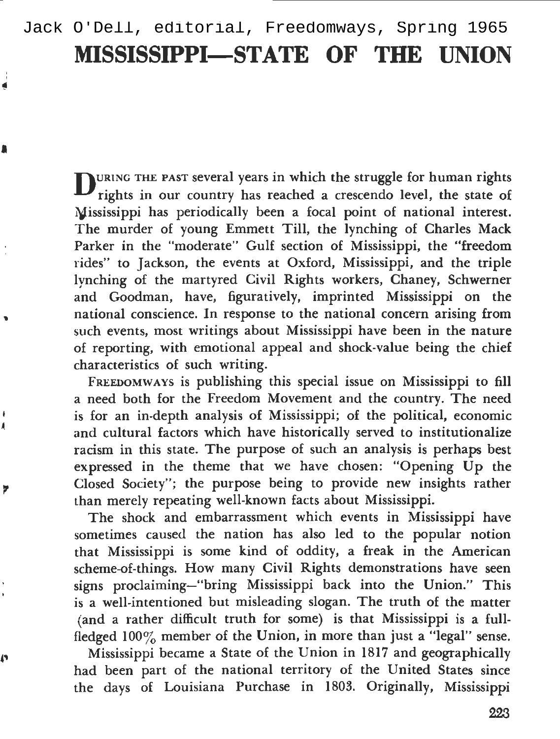Jack O'Dell, editorial, Freedomways, Spring 1965

# MISSISSIPPI—STATE OF THE UNION

During the past several years in which the struggle for human rights rights in our country has reached a crescendo level, the state of Mississippi has periodically been a focal point of national interest. The murder of young Emmett Till, the lynching of Charles Mack Parker in the "moderate" Gulf section of Mississippi, the "freedom rides" to Jackson, the events at Oxford, Mississippi, and the triple lynching of the martyred Civil Rights workers, Chaney, Schwerner and Goodman, have, figuratively, imprinted Mississippi on the national conscience. In response to the national concern arising from such events, most writings about Mississippi have been in the nature of reporting, with emotional appeal and shock-value being the chief characteristics of such writing.

Freedomways is publishing this special issue on Mississippi to fill a need both for the Freedom Movement and the country. The need is for an in-depth analysis of Mississippi; of the political, economic and cultural factors which have historically served to institutionalize racism in this state. The purpose of such an analysis is perhaps best expressed in the theme that we have chosen: "Opening Up the Closed Society"; the purpose being to provide new insights rather than merely repeating well-known facts about Mississippi.

The shock and embarrassment which events in Mississippi have sometimes caused the nation has also led to the popular notion that Mississippi is some kind of oddity, a freak in the American scheme-of-things. How many Civil Rights demonstrations have seen signs proclaiming—"bring Mississippi back into the Union." This is a well-intentioned but misleading slogan. The truth of the matter (and a rather difficult truth for some) is that Mississippi is a full-fledged 100% member of the Union, in more than just a "legal" sense.

Mississippi became a State of the Union in 1817 and geographically had been part of the national territory of the United States since the days of Louisiana Purchase in 1803. Originally, Mississippi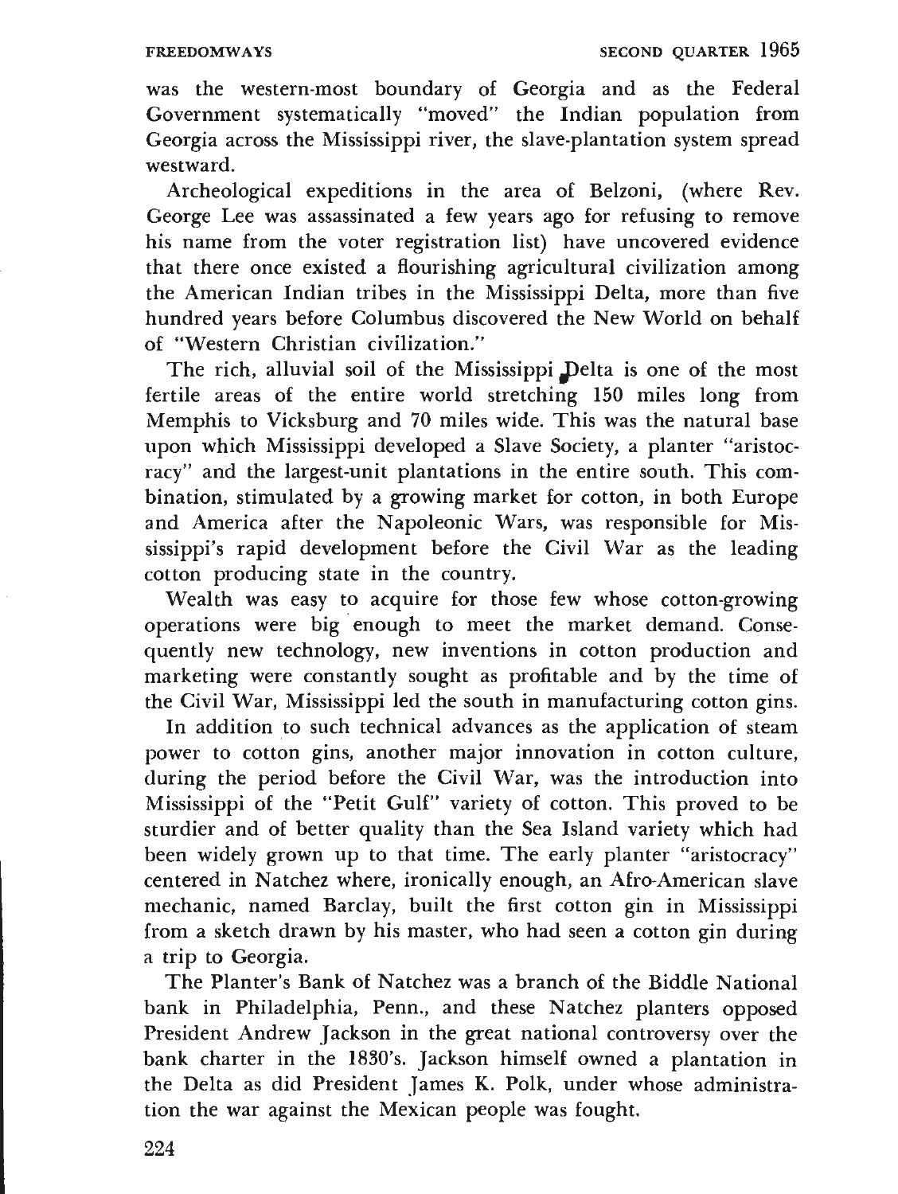was the western-most boundary of Georgia and as the Federal Government systematically "moved" the Indian population from Georgia across the Mississippi river, the slave-plantation system spread westward.

Archeological expeditions in the area of Belzoni, (where Rev. George Lee was assassinated a few years ago for refusing to remove his name from the voter registration list) have uncovered evidence that there once existed a flourishing agricultural civilization among the American Indian tribes in the Mississippi Delta, more than five hundred years before Columbus discovered the New World on behalf of "Western Christian civilization."

The rich, alluvial soil of the Mississippi Delta is one of the most fertile areas of the entire world stretching 150 miles long from Memphis to Vicksburg and 70 miles wide. This was the natural base upon which Mississippi developed a Slave Society, a planter "aristocracy" and the largest-unit plantations in the entire south. This combination, stimulated by a growing market for cotton, in both Europe and America after the Napoleonic Wars, was responsible for Mississippi's rapid development before the Civil War as the leading cotton producing state in the country.

Wealth was easy to acquire for those few whose cotton-growing operations were big enough to meet the market demand. Consequently new technology, new inventions in cotton production and marketing were constantly sought as profitable and by the time of the Civil War, Mississippi led the south in manufacturing cotton gins.

In addition to such technical advances as the application of steam power to cotton gins, another major innovation in cotton culture, during the period before the Civil War, was the introduction into Mississippi of the "Petit Gulf" variety of cotton. This proved to be sturdier and of better quality than the Sea Island variety which had been widely grown up to that time. The early planter "aristocracy" centered in Natchez where, ironically enough, an Afro-American slave mechanic, named Barclay, built the first cotton gin in Mississippi from a sketch drawn by his master, who had seen a cotton gin during a trip to Georgia.

The Planter's Bank of Natchez was a branch of the Biddle National bank in Philadelphia, Penn., and these Natchez planters opposed President Andrew Jackson in the great national controversy over the bank charter in the 1830's. Jackson himself owned a plantation in the Delta as did President James K. Polk, under whose administration the war against the Mexican people was fought.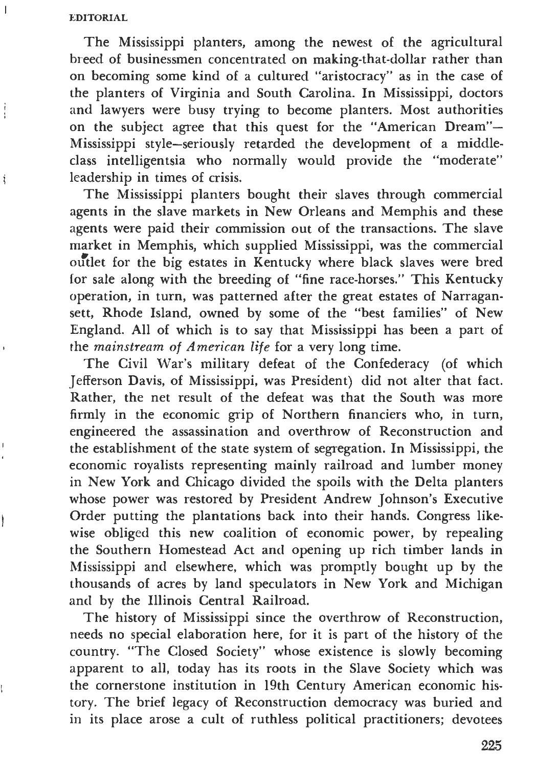The Mississippi planters, among the newest of the agricultural breed of businessmen concentrated on making-that-dollar rather than on becoming some kind of a cultured "aristocracy" as in the case of the planters of Virginia and South Carolina. In Mississippi, doctors and lawyers were busy trying to become planters. Most authorities on the subject agree that this quest for the "American Dream"—Mississippi style—seriously retarded the development of a middle-class intelligentsia who normally would provide the "moderate" leadership in times of crisis.

The Mississippi planters bought their slaves through commercial agents in the slave markets in New Orleans and Memphis and these agents were paid their commission out of the transactions. The slave market in Memphis, which supplied Mississippi, was the commercial outlet for the big estates in Kentucky where black slaves were bred for sale along with the breeding of "fine race-horses." This Kentucky operation, in turn, was patterned after the great estates of Narragansett, Rhode Island, owned by some of the "best families" of New England. All of which is to say that Mississippi has been a part of the *mainstream of American life* for a very long time.

The Civil War's military defeat of the Confederacy (of which Jefferson Davis, of Mississippi, was President) did not alter that fact. Rather, the net result of the defeat was that the South was more firmly in the economic grip of Northern financiers who, in turn, engineered the assassination and overthrow of Reconstruction and the establishment of the state system of segregation. In Mississippi, the economic royalists representing mainly railroad and lumber money in New York and Chicago divided the spoils with the Delta planters whose power was restored by President Andrew Johnson's Executive Order putting the plantations back into their hands. Congress likewise obliged this new coalition of economic power, by repealing the Southern Homestead Act and opening up rich timber lands in Mississippi and elsewhere, which was promptly bought up by the thousands of acres by land speculators in New York and Michigan and by the Illinois Central Railroad.

The history of Mississippi since the overthrow of Reconstruction, needs no special elaboration here, for it is part of the history of the country. "The Closed Society" whose existence is slowly becoming apparent to all, today has its roots in the Slave Society which was the cornerstone institution in 19th Century American economic history. The brief legacy of Reconstruction democracy was buried and in its place arose a cult of ruthless political practitioners; devotees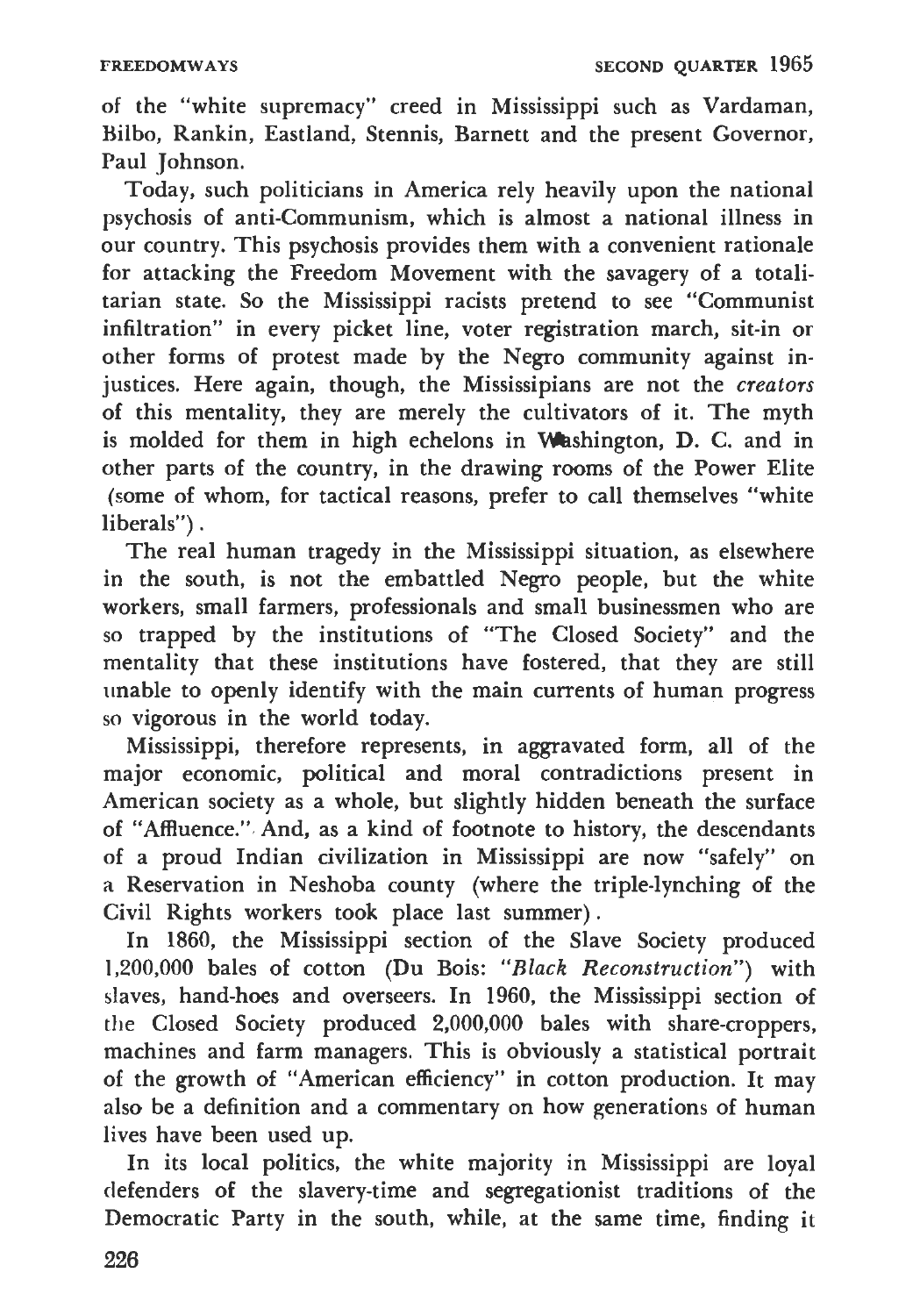of the "white supremacy" creed in Mississippi such as Vardaman, Bilbo, Rankin, Eastland, Stennis, Barnett and the present Governor, Paul Johnson.

Today, such politicians in America rely heavily upon the national psychosis of anti-Communism, which is almost a national illness in our country. This psychosis provides them with a convenient rationale for attacking the Freedom Movement with the savagery of a totalitarian state. So the Mississippi racists pretend to see "Communist infiltration" in every picket line, voter registration march, sit-in or other forms of protest made by the Negro community against injustices. Here again, though, the Mississipians are not the *creators* of this mentality, they are merely the cultivators of it. The myth is molded for them in high echelons in Washington, D. C. and in other parts of the country, in the drawing rooms of the Power Elite (some of whom, for tactical reasons, prefer to call themselves "white liberals").

The real human tragedy in the Mississippi situation, as elsewhere in the south, is not the embattled Negro people, but the white workers, small farmers, professionals and small businessmen who are so trapped by the institutions of "The Closed Society" and the mentality that these institutions have fostered, that they are still unable to openly identify with the main currents of human progress so vigorous in the world today.

Mississippi, therefore represents, in aggravated form, all of the major economic, political and moral contradictions present in American society as a whole, but slightly hidden beneath the surface of "Affluence." And, as a kind of footnote to history, the descendants of a proud Indian civilization in Mississippi are now "safely" on a Reservation in Neshoba county (where the triple-lynching of the Civil Rights workers took place last summer).

In 1860, the Mississippi section of the Slave Society produced 1,200,000 bales of cotton (Du Bois: "*Black Reconstruction*") with slaves, hand-hoes and overseers. In 1960, the Mississippi section of the Closed Society produced 2,000,000 bales with share-croppers, machines and farm managers. This is obviously a statistical portrait of the growth of "American efficiency" in cotton production. It may also be a definition and a commentary on how generations of human lives have been used up.

In its local politics, the white majority in Mississippi are loyal defenders of the slavery-time and segregationist traditions of the Democratic Party in the south, while, at the same time, finding it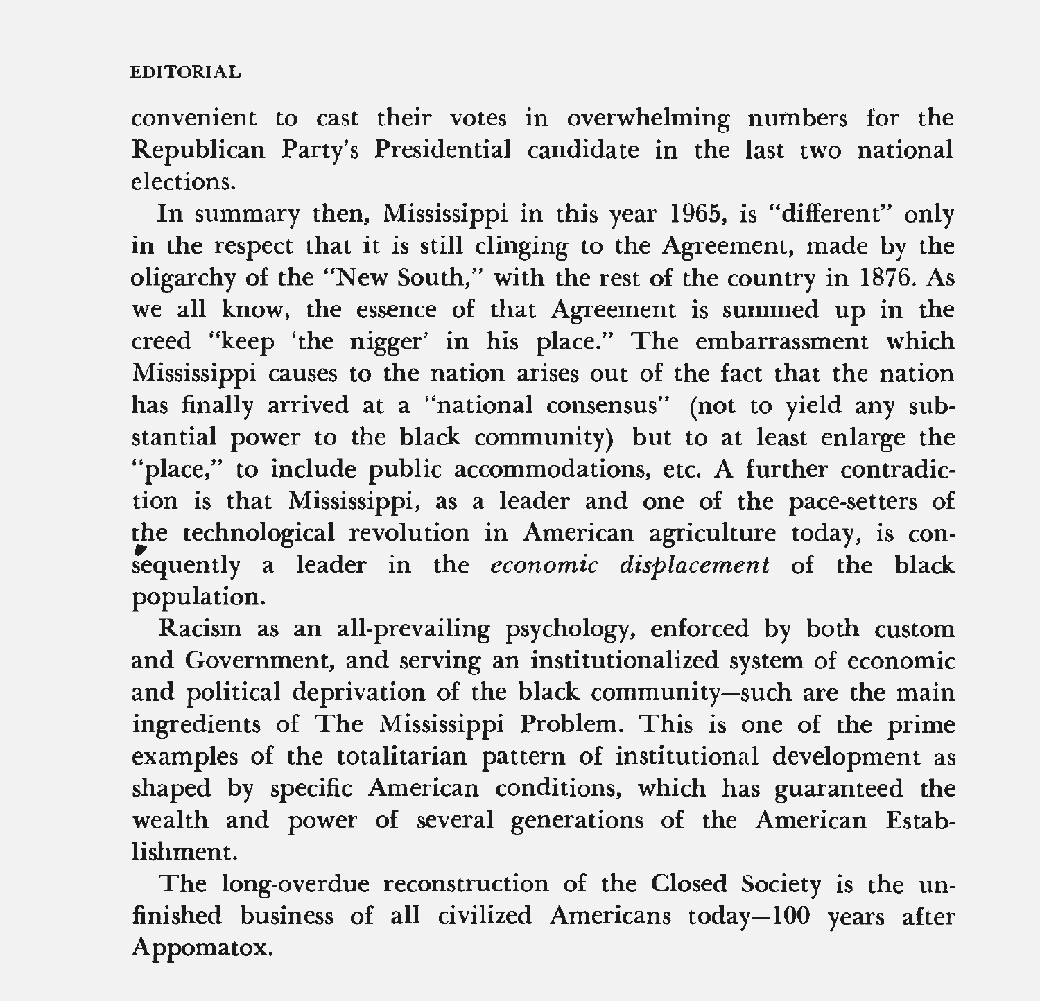convenient to cast their votes in overwhelming numbers for the Republican Party's Presidential candidate in the last two national elections.

In summary then, Mississippi in this year 1965, is "different" only in the respect that it is still clinging to the Agreement, made by the oligarchy of the "New South," with the rest of the country in 1876. As we all know, the essence of that Agreement is summed up in the creed "keep 'the nigger' in his place." The embarrassment which Mississippi causes to the nation arises out of the fact that the nation has finally arrived at a "national consensus" (not to yield any substantial power to the black community) but to at least enlarge the "place," to include public accommodations, etc. A further contradiction is that Mississippi, as a leader and one of the pace-setters of the technological revolution in American agriculture today, is consequently a leader in the *economic displacement* of the black population.

Racism as an all-prevailing psychology, enforced by both custom and Government, and serving an institutionalized system of economic and political deprivation of the black community—such are the main ingredients of The Mississippi Problem. This is one of the prime examples of the totalitarian pattern of institutional development as shaped by specific American conditions, which has guaranteed the wealth and power of several generations of the American Establishment.

The long-overdue reconstruction of the Closed Society is the unfinished business of all civilized Americans today—100 years after Appomatox.